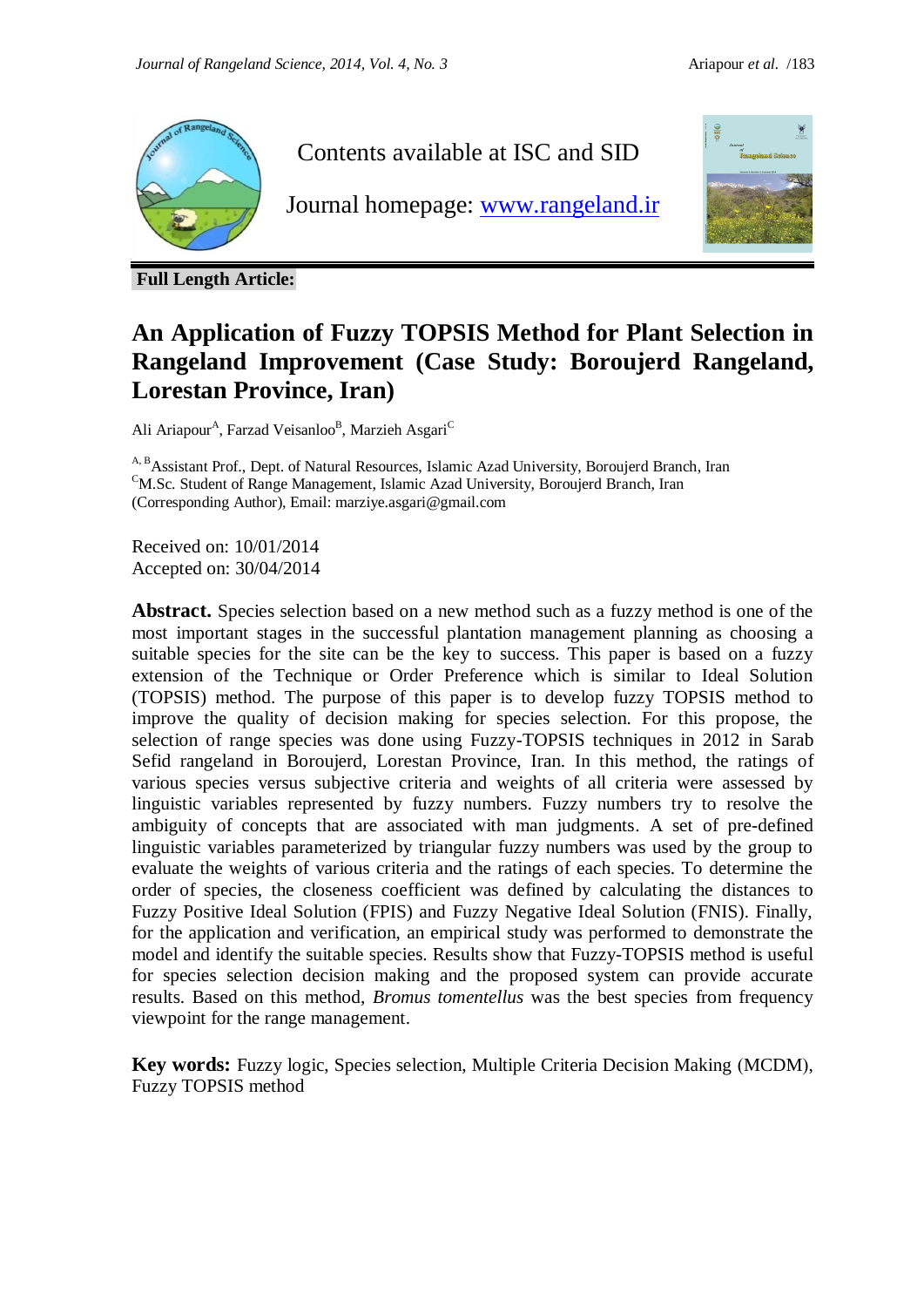Contents available at ISC and SID

Journal homepage: [www.rangeland.ir](http://www.rangeland.ir)

**Full Length Article:**

# An Application of Fuzzy TOPSIS Method for Plant Selection in Rangeland Improvement (Case Study: Boroujerd Rangeland, Lorestan Province, Iran)

Ali Ariapour[A], Farzad Veisanloo[B], Marzieh Asgari[C]

[A, B]Assistant Prof., Dept. of Natural Resources, Islamic Azad University, Boroujerd Branch, Iran
[C]M.Sc. Student of Range Management, Islamic Azad University, Boroujerd Branch, Iran
(Corresponding Author), Email: marziye.asgari@gmail.com

Received on: 10/01/2014
Accepted on: 30/04/2014

**Abstract.** Species selection based on a new method such as a fuzzy method is one of the most important stages in the successful plantation management planning as choosing a suitable species for the site can be the key to success. This paper is based on a fuzzy extension of the Technique or Order Preference which is similar to Ideal Solution (TOPSIS) method. The purpose of this paper is to develop fuzzy TOPSIS method to improve the quality of decision making for species selection. For this propose, the selection of range species was done using Fuzzy-TOPSIS techniques in 2012 in Sarab Sefid rangeland in Boroujerd, Lorestan Province, Iran. In this method, the ratings of various species versus subjective criteria and weights of all criteria were assessed by linguistic variables represented by fuzzy numbers. Fuzzy numbers try to resolve the ambiguity of concepts that are associated with man judgments. A set of pre-defined linguistic variables parameterized by triangular fuzzy numbers was used by the group to evaluate the weights of various criteria and the ratings of each species. To determine the order of species, the closeness coefficient was defined by calculating the distances to Fuzzy Positive Ideal Solution (FPIS) and Fuzzy Negative Ideal Solution (FNIS). Finally, for the application and verification, an empirical study was performed to demonstrate the model and identify the suitable species. Results show that Fuzzy-TOPSIS method is useful for species selection decision making and the proposed system can provide accurate results. Based on this method, *Bromus tomentellus* was the best species from frequency viewpoint for the range management.

**Key words:** Fuzzy logic, Species selection, Multiple Criteria Decision Making (MCDM), Fuzzy TOPSIS method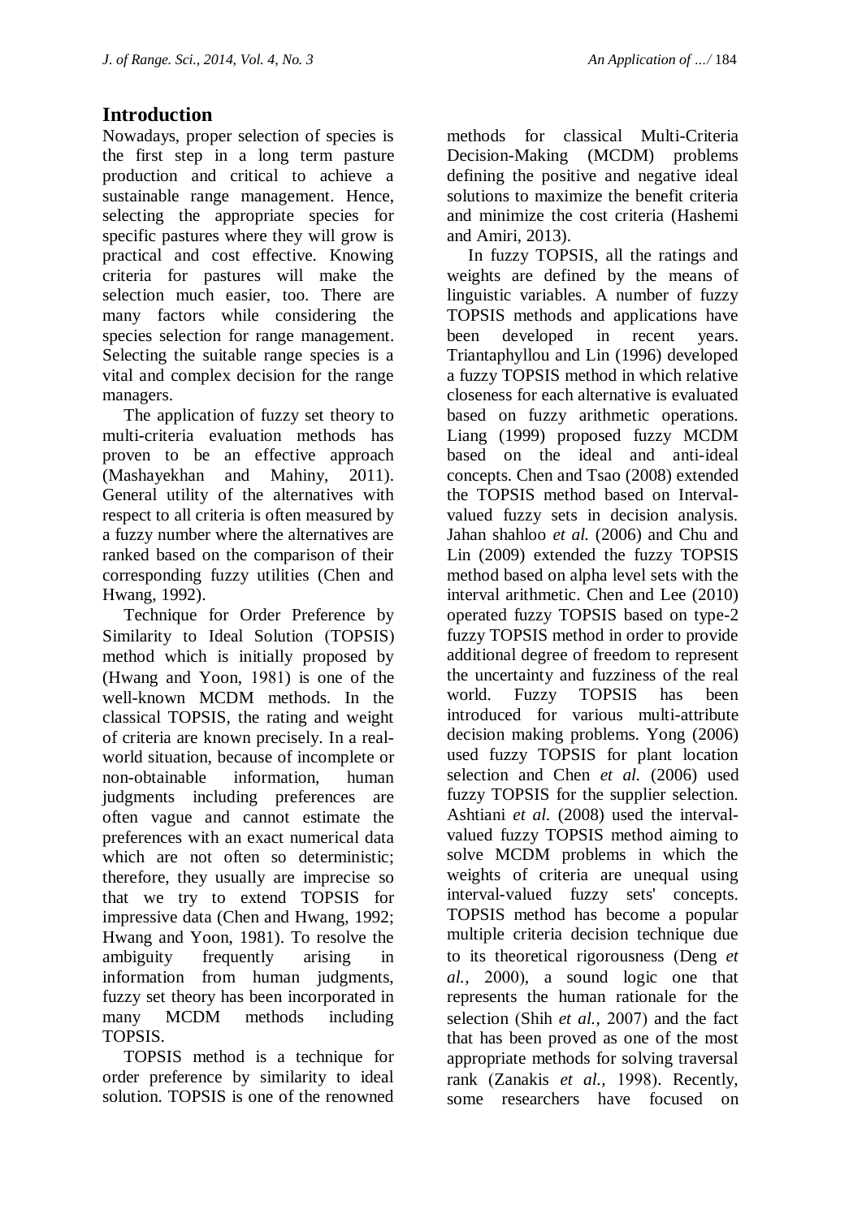## Introduction

Nowadays, proper selection of species is the first step in a long term pasture production and critical to achieve a sustainable range management. Hence, selecting the appropriate species for specific pastures where they will grow is practical and cost effective. Knowing criteria for pastures will make the selection much easier, too. There are many factors while considering the species selection for range management. Selecting the suitable range species is a vital and complex decision for the range managers.

The application of fuzzy set theory to multi-criteria evaluation methods has proven to be an effective approach (Mashayekhan and Mahiny, 2011). General utility of the alternatives with respect to all criteria is often measured by a fuzzy number where the alternatives are ranked based on the comparison of their corresponding fuzzy utilities (Chen and Hwang, 1992).

Technique for Order Preference by Similarity to Ideal Solution (TOPSIS) method which is initially proposed by (Hwang and Yoon, 1981) is one of the well-known MCDM methods. In the classical TOPSIS, the rating and weight of criteria are known precisely. In a real-world situation, because of incomplete or non-obtainable information, human judgments including preferences are often vague and cannot estimate the preferences with an exact numerical data which are not often so deterministic; therefore, they usually are imprecise so that we try to extend TOPSIS for impressive data (Chen and Hwang, 1992; Hwang and Yoon, 1981). To resolve the ambiguity frequently arising in information from human judgments, fuzzy set theory has been incorporated in many MCDM methods including TOPSIS.

TOPSIS method is a technique for order preference by similarity to ideal solution. TOPSIS is one of the renowned methods for classical Multi-Criteria Decision-Making (MCDM) problems defining the positive and negative ideal solutions to maximize the benefit criteria and minimize the cost criteria (Hashemi and Amiri, 2013).

In fuzzy TOPSIS, all the ratings and weights are defined by the means of linguistic variables. A number of fuzzy TOPSIS methods and applications have been developed in recent years. Triantaphyllou and Lin (1996) developed a fuzzy TOPSIS method in which relative closeness for each alternative is evaluated based on fuzzy arithmetic operations. Liang (1999) proposed fuzzy MCDM based on the ideal and anti-ideal concepts. Chen and Tsao (2008) extended the TOPSIS method based on Interval-valued fuzzy sets in decision analysis. Jahan shahloo *et al.* (2006) and Chu and Lin (2009) extended the fuzzy TOPSIS method based on alpha level sets with the interval arithmetic. Chen and Lee (2010) operated fuzzy TOPSIS based on type-2 fuzzy TOPSIS method in order to provide additional degree of freedom to represent the uncertainty and fuzziness of the real world. Fuzzy TOPSIS has been introduced for various multi-attribute decision making problems. Yong (2006) used fuzzy TOPSIS for plant location selection and Chen *et al.* (2006) used fuzzy TOPSIS for the supplier selection. Ashtiani *et al.* (2008) used the interval-valued fuzzy TOPSIS method aiming to solve MCDM problems in which the weights of criteria are unequal using interval-valued fuzzy sets' concepts. TOPSIS method has become a popular multiple criteria decision technique due to its theoretical rigorousness (Deng *et al.,* 2000), a sound logic one that represents the human rationale for the selection (Shih *et al.,* 2007) and the fact that has been proved as one of the most appropriate methods for solving traversal rank (Zanakis *et al.,* 1998). Recently, some researchers have focused on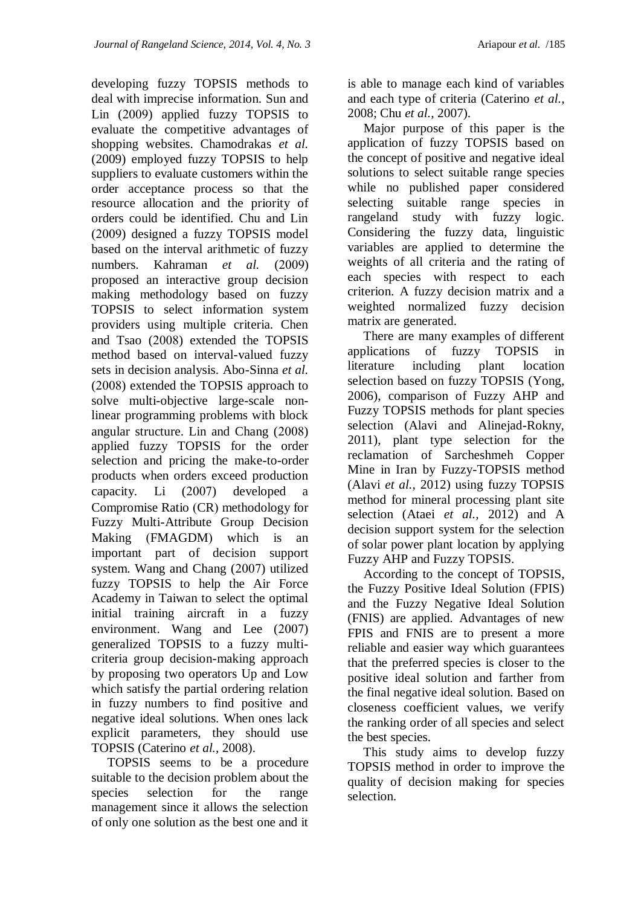developing fuzzy TOPSIS methods to deal with imprecise information. Sun and Lin (2009) applied fuzzy TOPSIS to evaluate the competitive advantages of shopping websites. Chamodrakas *et al.* (2009) employed fuzzy TOPSIS to help suppliers to evaluate customers within the order acceptance process so that the resource allocation and the priority of orders could be identified. Chu and Lin (2009) designed a fuzzy TOPSIS model based on the interval arithmetic of fuzzy numbers. Kahraman *et al.* (2009) proposed an interactive group decision making methodology based on fuzzy TOPSIS to select information system providers using multiple criteria. Chen and Tsao (2008) extended the TOPSIS method based on interval-valued fuzzy sets in decision analysis. Abo-Sinna *et al.* (2008) extended the TOPSIS approach to solve multi-objective large-scale non-linear programming problems with block angular structure. Lin and Chang (2008) applied fuzzy TOPSIS for the order selection and pricing the make-to-order products when orders exceed production capacity. Li (2007) developed a Compromise Ratio (CR) methodology for Fuzzy Multi-Attribute Group Decision Making (FMAGDM) which is an important part of decision support system. Wang and Chang (2007) utilized fuzzy TOPSIS to help the Air Force Academy in Taiwan to select the optimal initial training aircraft in a fuzzy environment. Wang and Lee (2007) generalized TOPSIS to a fuzzy multi-criteria group decision-making approach by proposing two operators Up and Low which satisfy the partial ordering relation in fuzzy numbers to find positive and negative ideal solutions. When ones lack explicit parameters, they should use TOPSIS (Caterino *et al.,* 2008).

TOPSIS seems to be a procedure suitable to the decision problem about the species selection for the range management since it allows the selection of only one solution as the best one and it is able to manage each kind of variables and each type of criteria (Caterino *et al.,* 2008; Chu *et al.,* 2007).

Major purpose of this paper is the application of fuzzy TOPSIS based on the concept of positive and negative ideal solutions to select suitable range species while no published paper considered selecting suitable range species in rangeland study with fuzzy logic. Considering the fuzzy data, linguistic variables are applied to determine the weights of all criteria and the rating of each species with respect to each criterion. A fuzzy decision matrix and a weighted normalized fuzzy decision matrix are generated.

There are many examples of different applications of fuzzy TOPSIS in literature including plant location selection based on fuzzy TOPSIS (Yong, 2006), comparison of Fuzzy AHP and Fuzzy TOPSIS methods for plant species selection (Alavi and Alinejad-Rokny, 2011), plant type selection for the reclamation of Sarcheshmeh Copper Mine in Iran by Fuzzy-TOPSIS method (Alavi *et al.,* 2012) using fuzzy TOPSIS method for mineral processing plant site selection (Ataei *et al.,* 2012) and A decision support system for the selection of solar power plant location by applying Fuzzy AHP and Fuzzy TOPSIS.

According to the concept of TOPSIS, the Fuzzy Positive Ideal Solution (FPIS) and the Fuzzy Negative Ideal Solution (FNIS) are applied. Advantages of new FPIS and FNIS are to present a more reliable and easier way which guarantees that the preferred species is closer to the positive ideal solution and farther from the final negative ideal solution. Based on closeness coefficient values, we verify the ranking order of all species and select the best species.

This study aims to develop fuzzy TOPSIS method in order to improve the quality of decision making for species selection.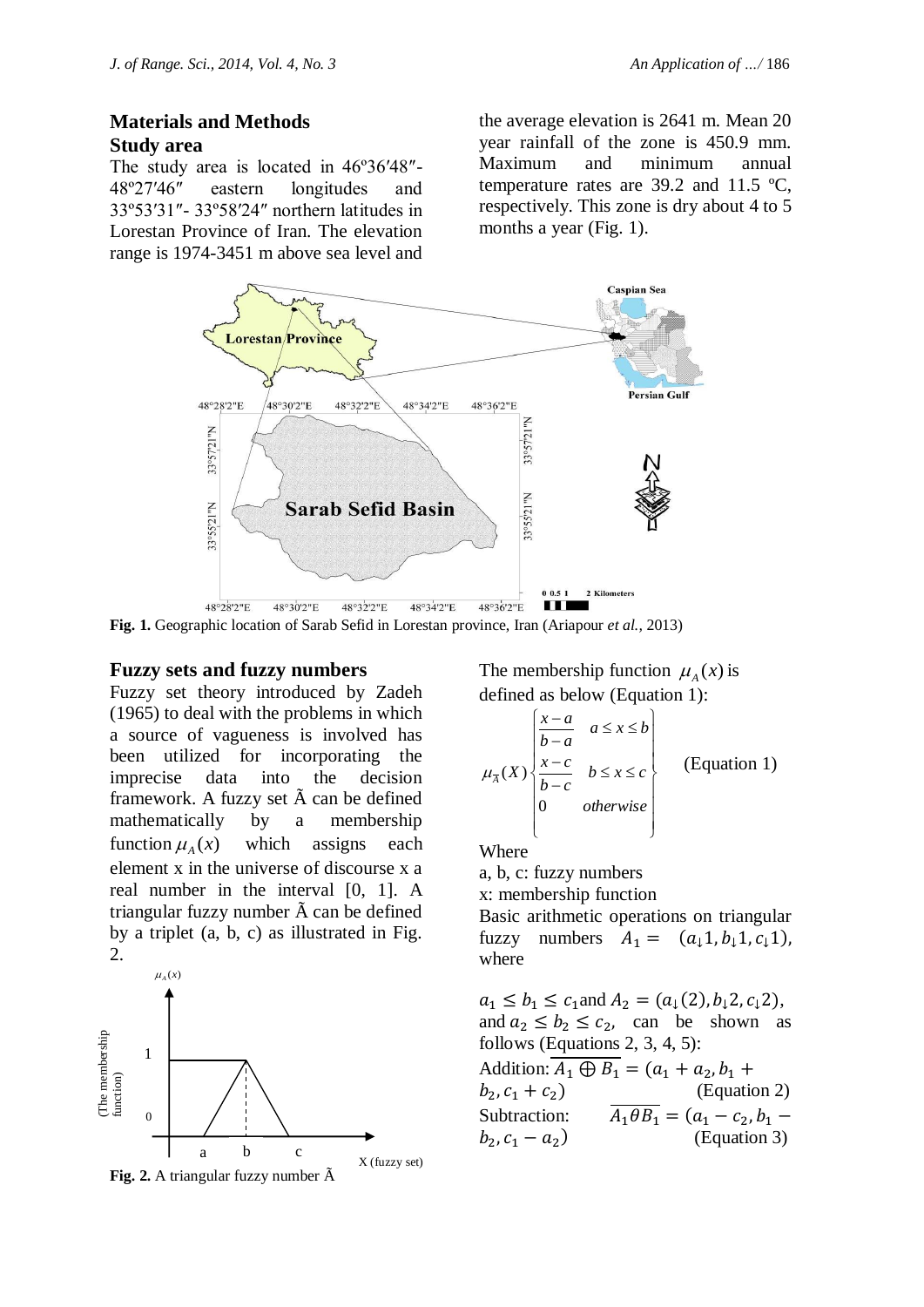## Materials and Methods

### Study area

The study area is located in 46º36′48″- 48º27′46″ eastern longitudes and 33º53′31″- 33º58′24″ northern latitudes in Lorestan Province of Iran. The elevation range is 1974-3451 m above sea level and the average elevation is 2641 m. Mean 20 year rainfall of the zone is 450.9 mm. Maximum and minimum annual temperature rates are 39.2 and 11.5 ºC, respectively. This zone is dry about 4 to 5 months a year (Fig. 1).

**Fig. 1.** Geographic location of Sarab Sefid in Lorestan province, Iran (Ariapour *et al.*, 2013)

### Fuzzy sets and fuzzy numbers

Fuzzy set theory introduced by Zadeh (1965) to deal with the problems in which a source of vagueness is involved has been utilized for incorporating the imprecise data into the decision framework. A fuzzy set Ã can be defined mathematically by a membership function $\mu_A(x)$ which assigns each element x in the universe of discourse x a real number in the interval [0, 1]. A triangular fuzzy number Ã can be defined by a triplet (a, b, c) as illustrated in Fig. 2.

**Fig. 2.** A triangular fuzzy number Ã

The membership function $\mu_A(x)$ is defined as below (Equation 1):

$$\mu_{\tilde{A}}(X)\begin{cases} \dfrac{x-a}{b-a} & a \le x \le b \\ \dfrac{x-c}{b-c} & b \le x \le c \\ 0 & otherwise \end{cases} \quad \text{(Equation 1)}$$

Where

a, b, c: fuzzy numbers

x: membership function

Basic arithmetic operations on triangular fuzzy numbers $A_1 = (a_{\downarrow}1, b_{\downarrow}1, c_{\downarrow}1)$, where

$a_1 \le b_1 \le c_1$ and $A_2 = (a_{\downarrow}(2), b_{\downarrow}2, c_{\downarrow}2)$, and $a_2 \le b_2 \le c_2$, can be shown as follows (Equations 2, 3, 4, 5):

Addition: $\overline{A_1 \oplus B_1} = (a_1 + a_2, b_1 + b_2, c_1 + c_2)$ (Equation 2)

Subtraction: $\overline{A_1 \theta B_1} = (a_1 - c_2, b_1 - b_2, c_1 - a_2)$ (Equation 3)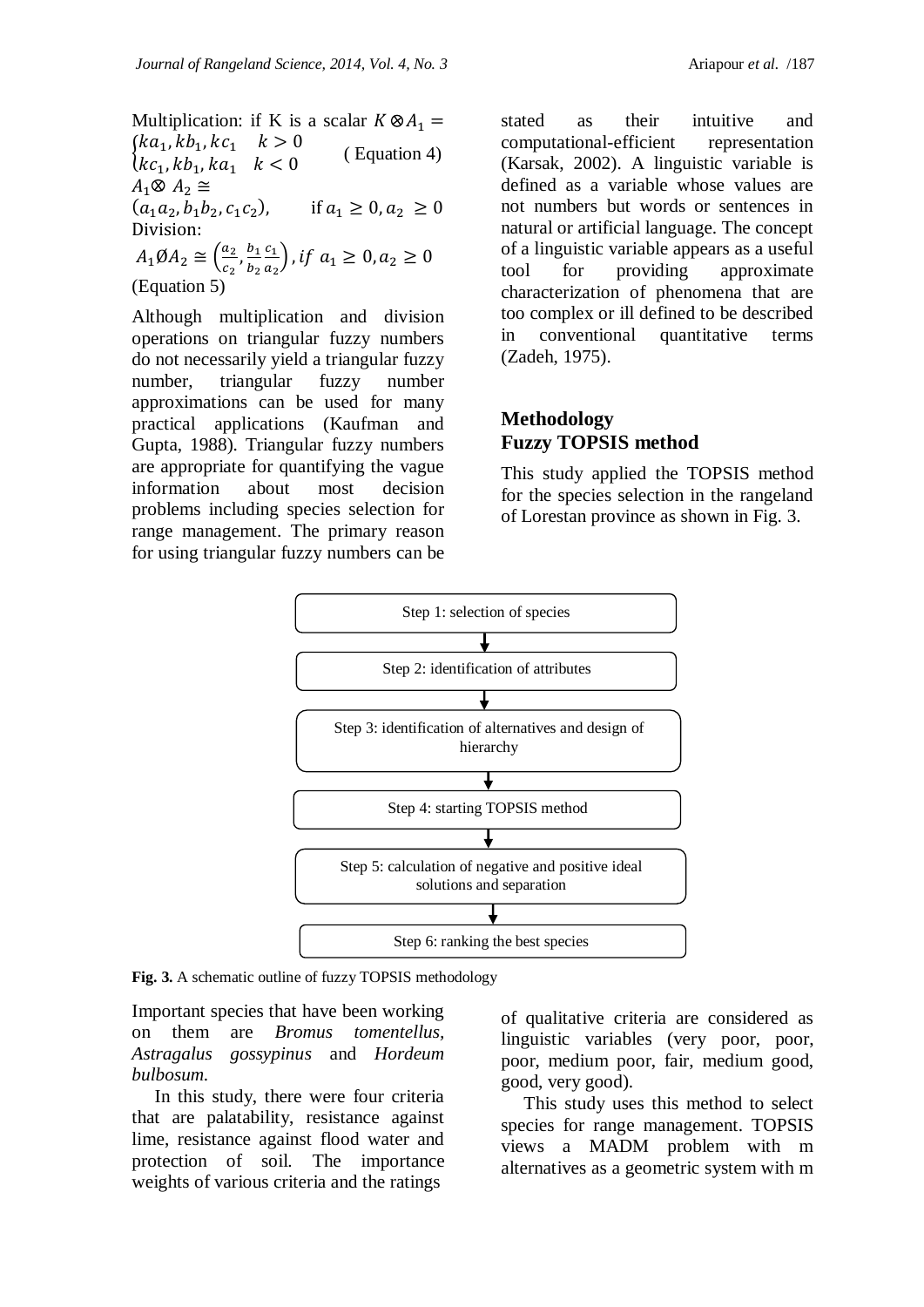Multiplication: if K is a scalar $K \otimes A_1 =$
$\begin{cases} ka_1, kb_1, kc_1 & k > 0 \\ kc_1, kb_1, ka_1 & k < 0 \end{cases}$ ( Equation 4)
$A_1 \otimes A_2 \cong$
$(a_1 a_2, b_1 b_2, c_1 c_2)$, if $a_1 \geq 0, a_2 \geq 0$
Division:
$A_1 \emptyset A_2 \cong \left(\frac{a_2}{c_2}, \frac{b_1}{b_2} \frac{c_1}{a_2}\right), if\ a_1 \geq 0, a_2 \geq 0$
(Equation 5)

Although multiplication and division operations on triangular fuzzy numbers do not necessarily yield a triangular fuzzy number, triangular fuzzy number approximations can be used for many practical applications (Kaufman and Gupta, 1988). Triangular fuzzy numbers are appropriate for quantifying the vague information about most decision problems including species selection for range management. The primary reason for using triangular fuzzy numbers can be stated as their intuitive and computational-efficient representation (Karsak, 2002). A linguistic variable is defined as a variable whose values are not numbers but words or sentences in natural or artificial language. The concept of a linguistic variable appears as a useful tool for providing approximate characterization of phenomena that are too complex or ill defined to be described in conventional quantitative terms (Zadeh, 1975).

## Methodology

### Fuzzy TOPSIS method

This study applied the TOPSIS method for the species selection in the rangeland of Lorestan province as shown in Fig. 3.

Step 1: selection of species
↓
Step 2: identification of attributes
↓
Step 3: identification of alternatives and design of hierarchy
↓
Step 4: starting TOPSIS method
↓
Step 5: calculation of negative and positive ideal solutions and separation
↓
Step 6: ranking the best species

**Fig. 3.** A schematic outline of fuzzy TOPSIS methodology

Important species that have been working on them are *Bromus tomentellus*, *Astragalus gossypinus* and *Hordeum bulbosum*.

In this study, there were four criteria that are palatability, resistance against lime, resistance against flood water and protection of soil. The importance weights of various criteria and the ratings of qualitative criteria are considered as linguistic variables (very poor, poor, poor, medium poor, fair, medium good, good, very good).

This study uses this method to select species for range management. TOPSIS views a MADM problem with m alternatives as a geometric system with m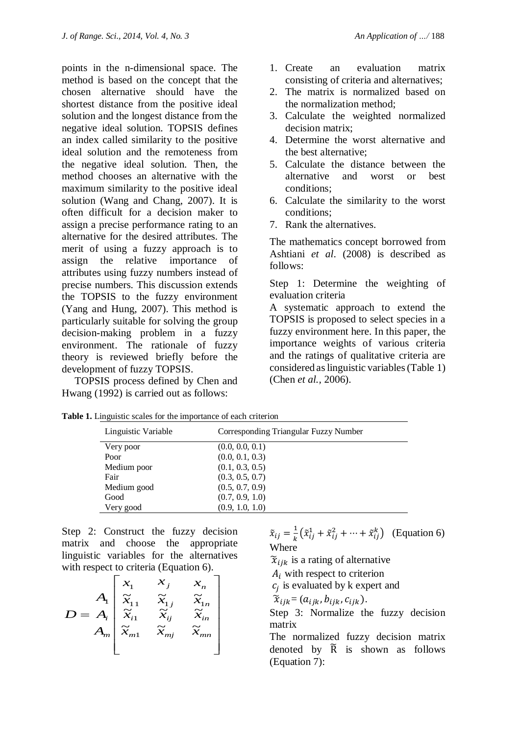points in the n-dimensional space. The method is based on the concept that the chosen alternative should have the shortest distance from the positive ideal solution and the longest distance from the negative ideal solution. TOPSIS defines an index called similarity to the positive ideal solution and the remoteness from the negative ideal solution. Then, the method chooses an alternative with the maximum similarity to the positive ideal solution (Wang and Chang, 2007). It is often difficult for a decision maker to assign a precise performance rating to an alternative for the desired attributes. The merit of using a fuzzy approach is to assign the relative importance of attributes using fuzzy numbers instead of precise numbers. This discussion extends the TOPSIS to the fuzzy environment (Yang and Hung, 2007). This method is particularly suitable for solving the group decision-making problem in a fuzzy environment. The rationale of fuzzy theory is reviewed briefly before the development of fuzzy TOPSIS.

TOPSIS process defined by Chen and Hwang (1992) is carried out as follows:

1. Create an evaluation matrix consisting of criteria and alternatives;
2. The matrix is normalized based on the normalization method;
3. Calculate the weighted normalized decision matrix;
4. Determine the worst alternative and the best alternative;
5. Calculate the distance between the alternative and worst or best conditions;
6. Calculate the similarity to the worst conditions;
7. Rank the alternatives.

The mathematics concept borrowed from Ashtiani *et al*. (2008) is described as follows:

Step 1: Determine the weighting of evaluation criteria

A systematic approach to extend the TOPSIS is proposed to select species in a fuzzy environment here. In this paper, the importance weights of various criteria and the ratings of qualitative criteria are considered as linguistic variables (Table 1) (Chen *et al.*, 2006).

**Table 1.** Linguistic scales for the importance of each criterion

| Linguistic Variable | Corresponding Triangular Fuzzy Number |
|---|---|
| Very poor | (0.0, 0.0, 0.1) |
| Poor | (0.0, 0.1, 0.3) |
| Medium poor | (0.1, 0.3, 0.5) |
| Fair | (0.3, 0.5, 0.7) |
| Medium good | (0.5, 0.7, 0.9) |
| Good | (0.7, 0.9, 1.0) |
| Very good | (0.9, 1.0, 1.0) |

Step 2: Construct the fuzzy decision matrix and choose the appropriate linguistic variables for the alternatives with respect to criteria (Equation 6).

$$D = \begin{matrix} \\ A_1 \\ A_i \\ A_m \end{matrix} \begin{bmatrix} x_1 & x_j & x_n \\ \tilde{x}_{11} & \tilde{x}_{1j} & \tilde{x}_{1n} \\ \tilde{x}_{i1} & \tilde{x}_{ij} & \tilde{x}_{in} \\ \tilde{x}_{m1} & \tilde{x}_{mj} & \tilde{x}_{mn} \end{bmatrix}$$

$$\tilde{x}_{ij} = \frac{1}{k}\left(\tilde{x}_{ij}^{1} + \tilde{x}_{ij}^{2} + \cdots + \tilde{x}_{ij}^{k}\right) \quad \text{(Equation 6)}$$

Where

$\tilde{x}_{ijk}$ is a rating of alternative $A_i$ with respect to criterion $c_j$ is evaluated by k expert and $\tilde{x}_{ijk} = (a_{ijk}, b_{ijk}, c_{ijk})$.

Step 3: Normalize the fuzzy decision matrix

The normalized fuzzy decision matrix denoted by $\tilde{R}$ is shown as follows (Equation 7):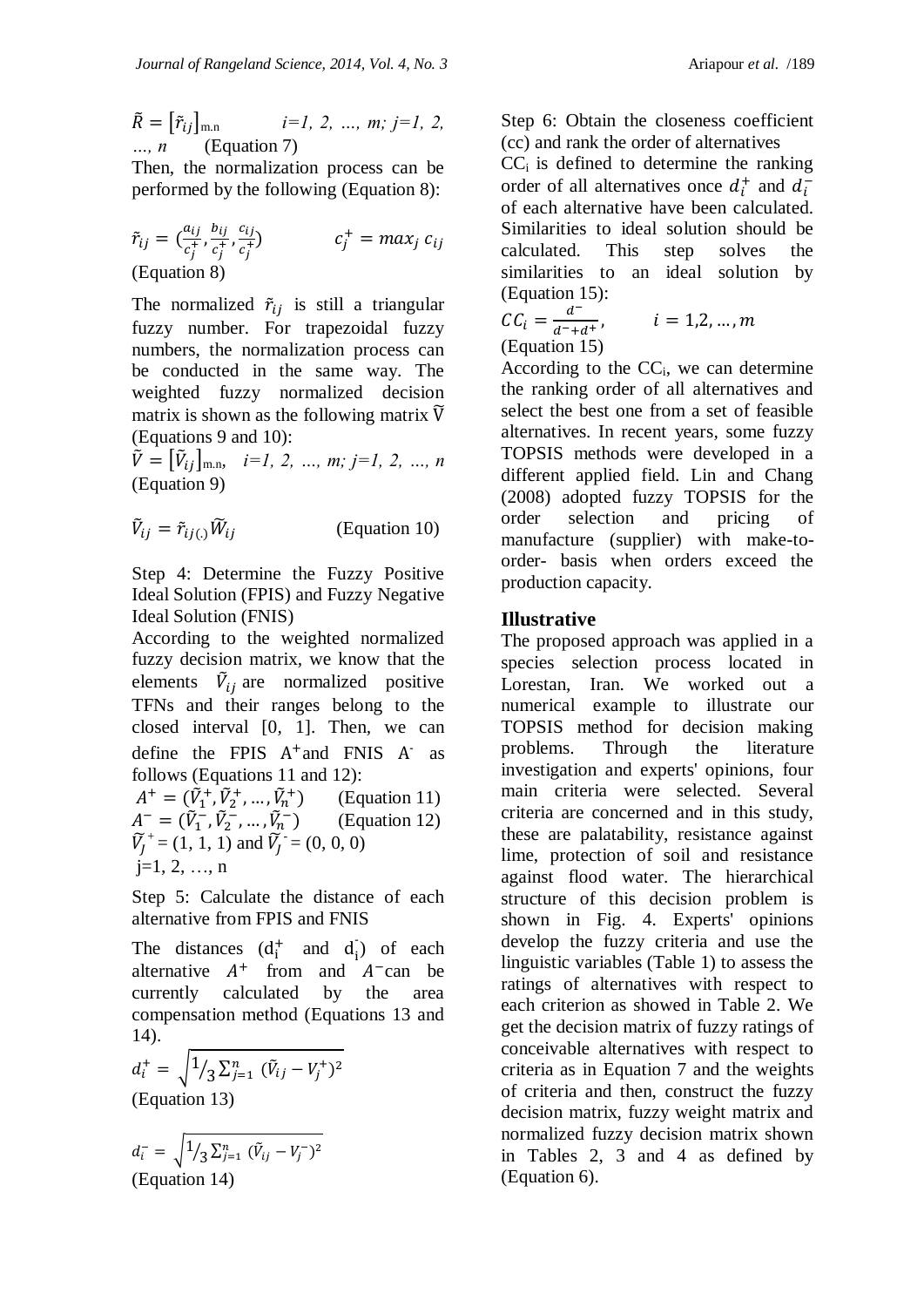$\tilde{R} = [\tilde{r}_{ij}]_{m.n}$  *i=1, 2, …, m; j=1, 2, …, n*  (Equation 7)

Then, the normalization process can be performed by the following (Equation 8):

$$\tilde{r}_{ij} = \left(\frac{a_{ij}}{c_j^+}, \frac{b_{ij}}{c_j^+}, \frac{c_{ij}}{c_j^+}\right) \qquad c_j^+ = max_j\, c_{ij}$$

(Equation 8)

The normalized $\tilde{r}_{ij}$ is still a triangular fuzzy number. For trapezoidal fuzzy numbers, the normalization process can be conducted in the same way. The weighted fuzzy normalized decision matrix is shown as the following matrix $\tilde{V}$ (Equations 9 and 10):

$\tilde{V} = [\tilde{V}_{ij}]_{m.n}$, *i=1, 2, …, m; j=1, 2, …, n* (Equation 9)

$$\tilde{V}_{ij} = \tilde{r}_{ij(.)}\widetilde{W}_{ij} \qquad \text{(Equation 10)}$$

Step 4: Determine the Fuzzy Positive Ideal Solution (FPIS) and Fuzzy Negative Ideal Solution (FNIS)

According to the weighted normalized fuzzy decision matrix, we know that the elements $\tilde{V}_{ij}$ are normalized positive TFNs and their ranges belong to the closed interval [0, 1]. Then, we can define the FPIS $A^+$ and FNIS $A^-$ as follows (Equations 11 and 12):

$A^+ = (\tilde{V}_1^+, \tilde{V}_2^+, \dots, \tilde{V}_n^+)$  (Equation 11)

$A^- = (\tilde{V}_1^-, \tilde{V}_2^-, \dots, \tilde{V}_n^-)$  (Equation 12)

$\tilde{V}_j^+ = (1, 1, 1)$ and $\tilde{V}_j^- = (0, 0, 0)$

j=1, 2, …, n

Step 5: Calculate the distance of each alternative from FPIS and FNIS

The distances ($d_i^+$ and $d_i^-$) of each alternative $A^+$ from and $A^-$ can be currently calculated by the area compensation method (Equations 13 and 14).

$$d_i^+ = \sqrt{1/3 \sum_{j=1}^{n} (\tilde{V}_{ij} - V_j^+)^2}$$

(Equation 13)

$$d_i^- = \sqrt{1/3 \sum_{j=1}^{n} (\tilde{V}_{ij} - V_j^-)^2}$$

(Equation 14)

Step 6: Obtain the closeness coefficient (cc) and rank the order of alternatives

$CC_i$ is defined to determine the ranking order of all alternatives once $d_i^+$ and $d_i^-$ of each alternative have been calculated. Similarities to ideal solution should be calculated. This step solves the similarities to an ideal solution by (Equation 15):

$$CC_i = \frac{d^-}{d^- + d^+}, \qquad i = 1, 2, \dots, m$$

(Equation 15)

According to the $CC_i$, we can determine the ranking order of all alternatives and select the best one from a set of feasible alternatives. In recent years, some fuzzy TOPSIS methods were developed in a different applied field. Lin and Chang (2008) adopted fuzzy TOPSIS for the order selection and pricing of manufacture (supplier) with make-to-order- basis when orders exceed the production capacity.

## Illustrative

The proposed approach was applied in a species selection process located in Lorestan, Iran. We worked out a numerical example to illustrate our TOPSIS method for decision making problems. Through the literature investigation and experts' opinions, four main criteria were selected. Several criteria are concerned and in this study, these are palatability, resistance against lime, protection of soil and resistance against flood water. The hierarchical structure of this decision problem is shown in Fig. 4. Experts' opinions develop the fuzzy criteria and use the linguistic variables (Table 1) to assess the ratings of alternatives with respect to each criterion as showed in Table 2. We get the decision matrix of fuzzy ratings of conceivable alternatives with respect to criteria as in Equation 7 and the weights of criteria and then, construct the fuzzy decision matrix, fuzzy weight matrix and normalized fuzzy decision matrix shown in Tables 2, 3 and 4 as defined by (Equation 6).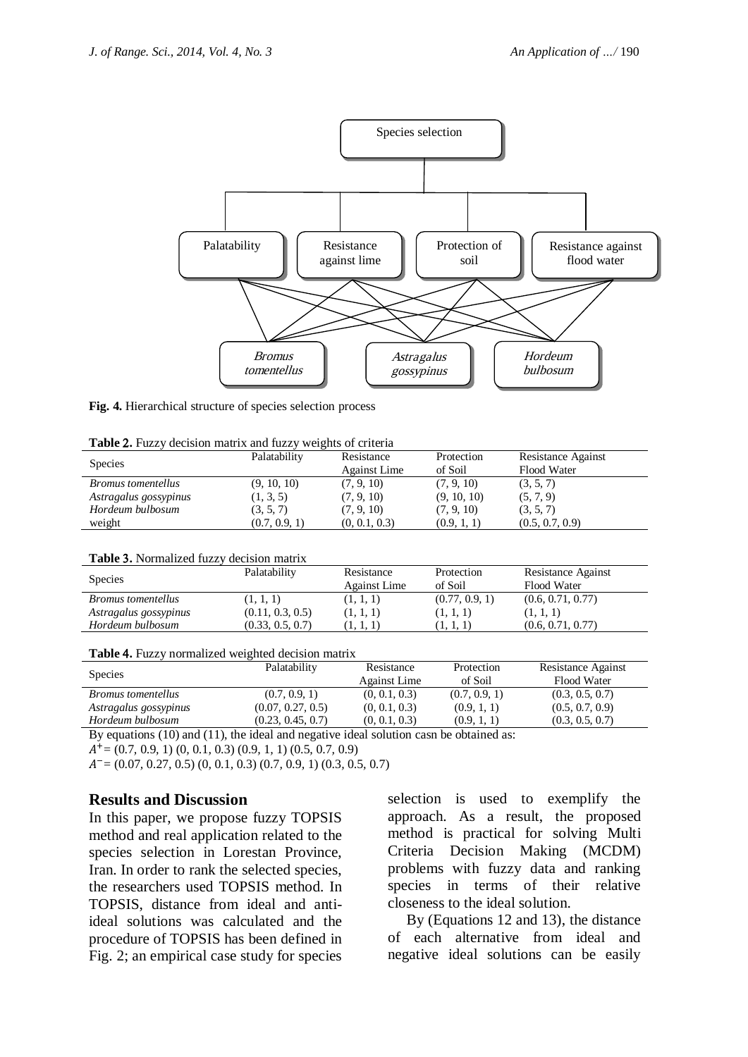Species selection

Palatability | Resistance against lime | Protection of soil | Resistance against flood water

*Bromus tomentellus* | *Astragalus gossypinus* | *Hordeum bulbosum*

**Fig. 4.** Hierarchical structure of species selection process

**Table 2.** Fuzzy decision matrix and fuzzy weights of criteria

| Species | Palatability | Resistance Against Lime | Protection of Soil | Resistance Against Flood Water |
|---|---|---|---|---|
| *Bromus tomentellus* | (9, 10, 10) | (7, 9, 10) | (7, 9, 10) | (3, 5, 7) |
| *Astragalus gossypinus* | (1, 3, 5) | (7, 9, 10) | (9, 10, 10) | (5, 7, 9) |
| *Hordeum bulbosum* | (3, 5, 7) | (7, 9, 10) | (7, 9, 10) | (3, 5, 7) |
| weight | (0.7, 0.9, 1) | (0, 0.1, 0.3) | (0.9, 1, 1) | (0.5, 0.7, 0.9) |

**Table 3.** Normalized fuzzy decision matrix

| Species | Palatability | Resistance Against Lime | Protection of Soil | Resistance Against Flood Water |
|---|---|---|---|---|
| *Bromus tomentellus* | (1, 1, 1) | (1, 1, 1) | (0.77, 0.9, 1) | (0.6, 0.71, 0.77) |
| *Astragalus gossypinus* | (0.11, 0.3, 0.5) | (1, 1, 1) | (1, 1, 1) | (1, 1, 1) |
| *Hordeum bulbosum* | (0.33, 0.5, 0.7) | (1, 1, 1) | (1, 1, 1) | (0.6, 0.71, 0.77) |

**Table 4.** Fuzzy normalized weighted decision matrix

| Species | Palatability | Resistance Against Lime | Protection of Soil | Resistance Against Flood Water |
|---|---|---|---|---|
| *Bromus tomentellus* | (0.7, 0.9, 1) | (0, 0.1, 0.3) | (0.7, 0.9, 1) | (0.3, 0.5, 0.7) |
| *Astragalus gossypinus* | (0.07, 0.27, 0.5) | (0, 0.1, 0.3) | (0.9, 1, 1) | (0.5, 0.7, 0.9) |
| *Hordeum bulbosum* | (0.23, 0.45, 0.7) | (0, 0.1, 0.3) | (0.9, 1, 1) | (0.3, 0.5, 0.7) |

By equations (10) and (11), the ideal and negative ideal solution casn be obtained as:

$A^{+}$= (0.7, 0.9, 1) (0, 0.1, 0.3) (0.9, 1, 1) (0.5, 0.7, 0.9)

$A^{-}$= (0.07, 0.27, 0.5) (0, 0.1, 0.3) (0.7, 0.9, 1) (0.3, 0.5, 0.7)

## Results and Discussion

In this paper, we propose fuzzy TOPSIS method and real application related to the species selection in Lorestan Province, Iran. In order to rank the selected species, the researchers used TOPSIS method. In TOPSIS, distance from ideal and anti-ideal solutions was calculated and the procedure of TOPSIS has been defined in Fig. 2; an empirical case study for species selection is used to exemplify the approach. As a result, the proposed method is practical for solving Multi Criteria Decision Making (MCDM) problems with fuzzy data and ranking species in terms of their relative closeness to the ideal solution.

By (Equations 12 and 13), the distance of each alternative from ideal and negative ideal solutions can be easily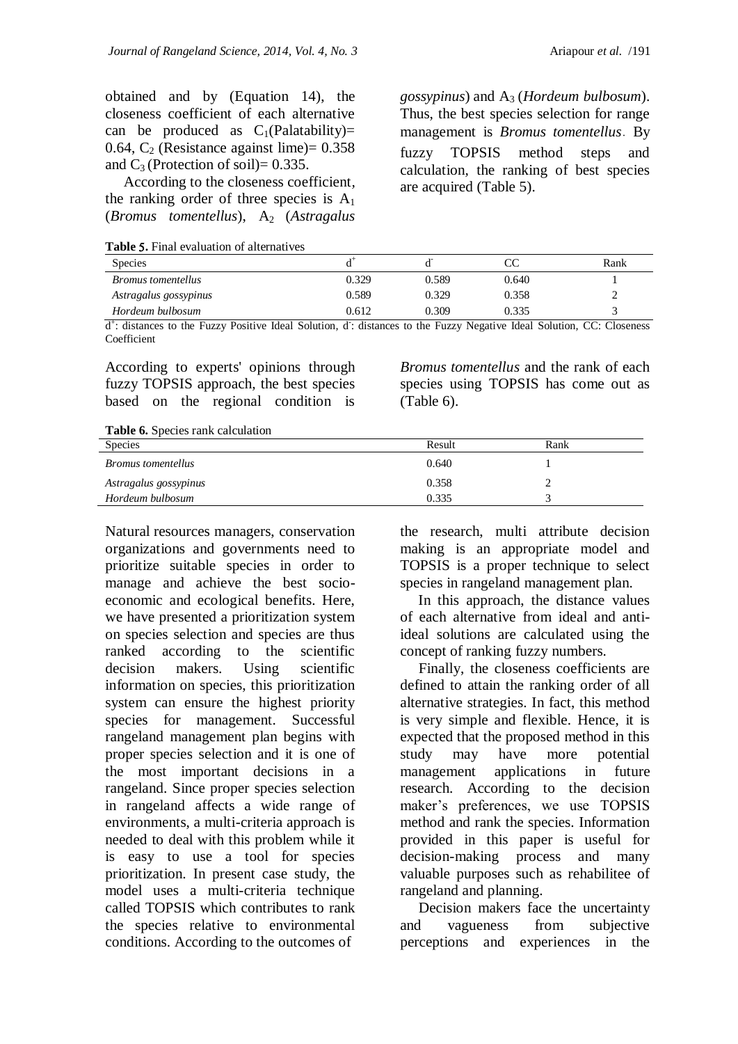obtained and by (Equation 14), the closeness coefficient of each alternative can be produced as $C_1$(Palatability)= 0.64, $C_2$ (Resistance against lime)= 0.358 and $C_3$ (Protection of soil)= 0.335.

According to the closeness coefficient, the ranking order of three species is $A_1$ (*Bromus tomentellus*), $A_2$ (*Astragalus gossypinus*) and $A_3$ (*Hordeum bulbosum*). Thus, the best species selection for range management is *Bromus tomentellus*. By fuzzy TOPSIS method steps and calculation, the ranking of best species are acquired (Table 5).

**Table 5.** Final evaluation of alternatives

| Species | $d^+$ | $d^-$ | CC | Rank |
|---|---|---|---|---|
| *Bromus tomentellus* | 0.329 | 0.589 | 0.640 | 1 |
| *Astragalus gossypinus* | 0.589 | 0.329 | 0.358 | 2 |
| *Hordeum bulbosum* | 0.612 | 0.309 | 0.335 | 3 |

$d^+$: distances to the Fuzzy Positive Ideal Solution, $d^-$: distances to the Fuzzy Negative Ideal Solution, CC: Closeness Coefficient

According to experts' opinions through fuzzy TOPSIS approach, the best species based on the regional condition is *Bromus tomentellus* and the rank of each species using TOPSIS has come out as (Table 6).

**Table 6.** Species rank calculation

| Species | Result | Rank |
|---|---|---|
| *Bromus tomentellus* | 0.640 | 1 |
| *Astragalus gossypinus* | 0.358 | 2 |
| *Hordeum bulbosum* | 0.335 | 3 |

Natural resources managers, conservation organizations and governments need to prioritize suitable species in order to manage and achieve the best socio-economic and ecological benefits. Here, we have presented a prioritization system on species selection and species are thus ranked according to the scientific decision makers. Using scientific information on species, this prioritization system can ensure the highest priority species for management. Successful rangeland management plan begins with proper species selection and it is one of the most important decisions in a rangeland. Since proper species selection in rangeland affects a wide range of environments, a multi-criteria approach is needed to deal with this problem while it is easy to use a tool for species prioritization. In present case study, the model uses a multi-criteria technique called TOPSIS which contributes to rank the species relative to environmental conditions. According to the outcomes of the research, multi attribute decision making is an appropriate model and TOPSIS is a proper technique to select species in rangeland management plan.

In this approach, the distance values of each alternative from ideal and anti-ideal solutions are calculated using the concept of ranking fuzzy numbers.

Finally, the closeness coefficients are defined to attain the ranking order of all alternative strategies. In fact, this method is very simple and flexible. Hence, it is expected that the proposed method in this study may have more potential management applications in future research. According to the decision maker's preferences, we use TOPSIS method and rank the species. Information provided in this paper is useful for decision-making process and many valuable purposes such as rehabilitee of rangeland and planning.

Decision makers face the uncertainty and vagueness from subjective perceptions and experiences in the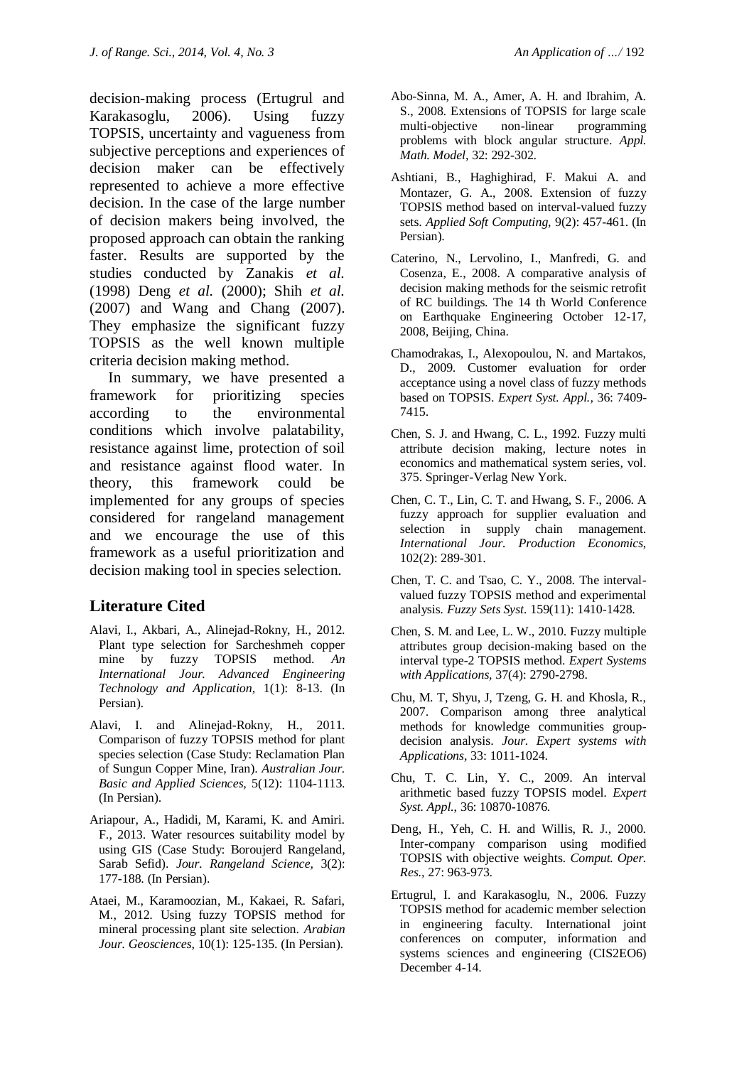decision-making process (Ertugrul and Karakasoglu, 2006). Using fuzzy TOPSIS, uncertainty and vagueness from subjective perceptions and experiences of decision maker can be effectively represented to achieve a more effective decision. In the case of the large number of decision makers being involved, the proposed approach can obtain the ranking faster. Results are supported by the studies conducted by Zanakis *et al.* (1998) Deng *et al.* (2000); Shih *et al.* (2007) and Wang and Chang (2007). They emphasize the significant fuzzy TOPSIS as the well known multiple criteria decision making method.

In summary, we have presented a framework for prioritizing species according to the environmental conditions which involve palatability, resistance against lime, protection of soil and resistance against flood water. In theory, this framework could be implemented for any groups of species considered for rangeland management and we encourage the use of this framework as a useful prioritization and decision making tool in species selection.

## Literature Cited

Alavi, I., Akbari, A., Alinejad-Rokny, H., 2012. Plant type selection for Sarcheshmeh copper mine by fuzzy TOPSIS method. *An International Jour. Advanced Engineering Technology and Application,* 1(1): 8-13. (In Persian).

Alavi, I. and Alinejad-Rokny, H., 2011. Comparison of fuzzy TOPSIS method for plant species selection (Case Study: Reclamation Plan of Sungun Copper Mine, Iran). *Australian Jour. Basic and Applied Sciences,* 5(12): 1104-1113. (In Persian).

Ariapour, A., Hadidi, M, Karami, K. and Amiri. F., 2013. Water resources suitability model by using GIS (Case Study: Boroujerd Rangeland, Sarab Sefid). *Jour. Rangeland Science,* 3(2): 177-188. (In Persian).

Ataei, M., Karamoozian, M., Kakaei, R. Safari, M., 2012. Using fuzzy TOPSIS method for mineral processing plant site selection. *Arabian Jour. Geosciences,* 10(1): 125-135. (In Persian).

Abo-Sinna, M. A., Amer, A. H. and Ibrahim, A. S., 2008. Extensions of TOPSIS for large scale multi-objective non-linear programming problems with block angular structure. *Appl. Math. Model,* 32: 292-302.

Ashtiani, B., Haghighirad, F. Makui A. and Montazer, G. A., 2008. Extension of fuzzy TOPSIS method based on interval-valued fuzzy sets. *Applied Soft Computing*, 9(2): 457-461. (In Persian).

Caterino, N., Lervolino, I., Manfredi, G. and Cosenza, E., 2008. A comparative analysis of decision making methods for the seismic retrofit of RC buildings. The 14 th World Conference on Earthquake Engineering October 12-17, 2008, Beijing, China.

Chamodrakas, I., Alexopoulou, N. and Martakos, D., 2009. Customer evaluation for order acceptance using a novel class of fuzzy methods based on TOPSIS. *Expert Syst. Appl.,* 36: 7409-7415.

Chen, S. J. and Hwang, C. L., 1992. Fuzzy multi attribute decision making, lecture notes in economics and mathematical system series, vol. 375. Springer-Verlag New York.

Chen, C. T., Lin, C. T. and Hwang, S. F., 2006. A fuzzy approach for supplier evaluation and selection in supply chain management. *International Jour. Production Economics*, 102(2): 289-301.

Chen, T. C. and Tsao, C. Y., 2008. The interval-valued fuzzy TOPSIS method and experimental analysis. *Fuzzy Sets Syst.* 159(11): 1410-1428.

Chen, S. M. and Lee, L. W., 2010. Fuzzy multiple attributes group decision-making based on the interval type-2 TOPSIS method. *Expert Systems with Applications*, 37(4): 2790-2798.

Chu, M. T, Shyu, J, Tzeng, G. H. and Khosla, R., 2007. Comparison among three analytical methods for knowledge communities group-decision analysis. *Jour. Expert systems with Applications,* 33: 1011-1024.

Chu, T. C. Lin, Y. C., 2009. An interval arithmetic based fuzzy TOPSIS model. *Expert Syst. Appl.,* 36: 10870-10876.

Deng, H., Yeh, C. H. and Willis, R. J., 2000. Inter-company comparison using modified TOPSIS with objective weights. *Comput. Oper. Res.,* 27: 963-973.

Ertugrul, I. and Karakasoglu, N., 2006. Fuzzy TOPSIS method for academic member selection in engineering faculty. International joint conferences on computer, information and systems sciences and engineering (CIS2EO6) December 4-14.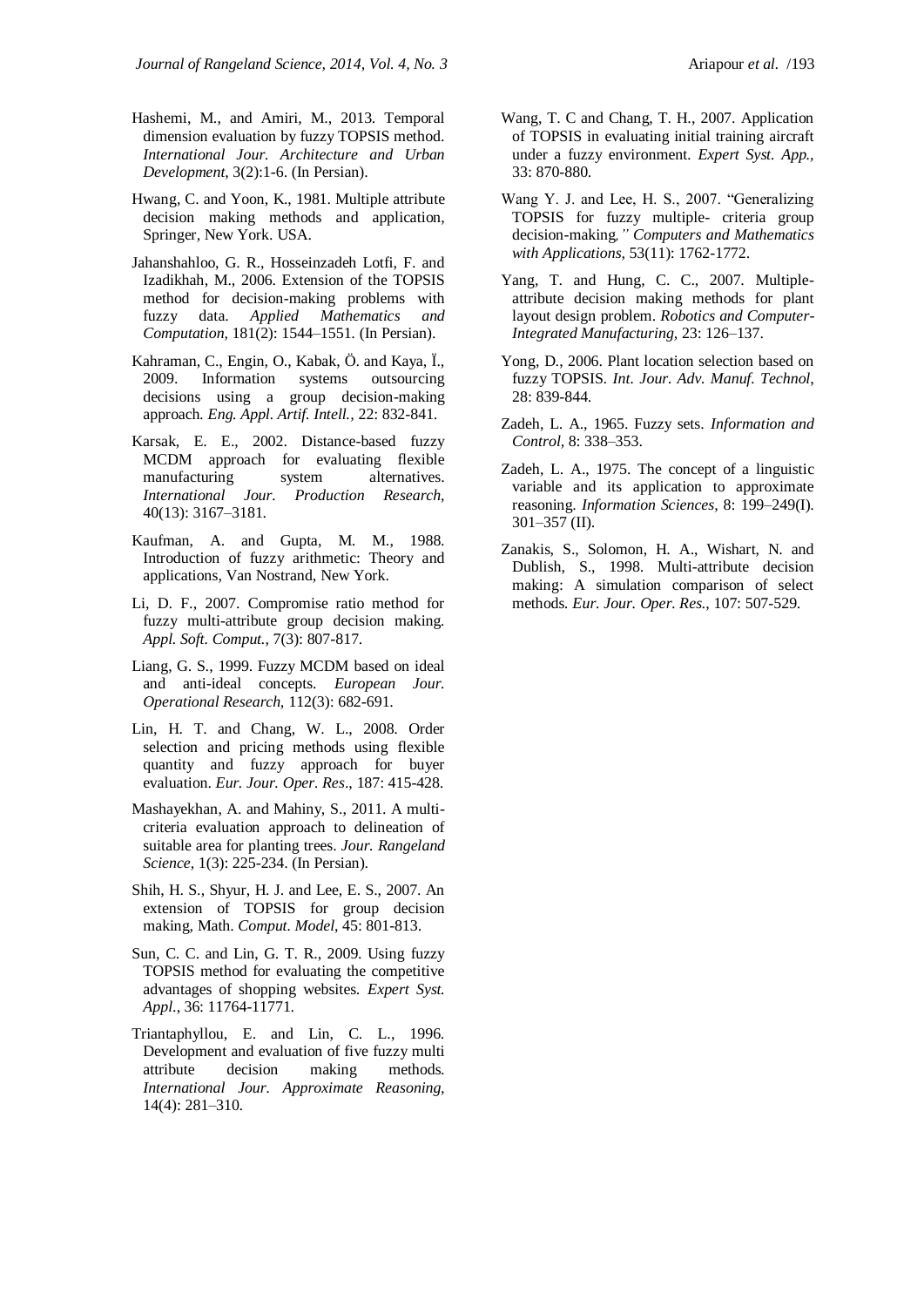Hashemi, M., and Amiri, M., 2013. Temporal dimension evaluation by fuzzy TOPSIS method. *International Jour. Architecture and Urban Development*, 3(2):1-6. (In Persian).

Hwang, C. and Yoon, K., 1981. Multiple attribute decision making methods and application, Springer, New York. USA.

Jahanshahloo, G. R., Hosseinzadeh Lotfi, F. and Izadikhah, M., 2006. Extension of the TOPSIS method for decision-making problems with fuzzy data. *Applied Mathematics and Computation*, 181(2): 1544–1551. (In Persian).

Kahraman, C., Engin, O., Kabak, Ö. and Kaya, Ï., 2009. Information systems outsourcing decisions using a group decision-making approach. *Eng. Appl. Artif. Intell.*, 22: 832-841.

Karsak, E. E., 2002. Distance-based fuzzy MCDM approach for evaluating flexible manufacturing system alternatives. *International Jour. Production Research*, 40(13): 3167–3181.

Kaufman, A. and Gupta, M. M., 1988. Introduction of fuzzy arithmetic: Theory and applications, Van Nostrand, New York.

Li, D. F., 2007. Compromise ratio method for fuzzy multi-attribute group decision making. *Appl. Soft. Comput.*, 7(3): 807-817.

Liang, G. S., 1999. Fuzzy MCDM based on ideal and anti-ideal concepts. *European Jour. Operational Research*, 112(3): 682-691.

Lin, H. T. and Chang, W. L., 2008. Order selection and pricing methods using flexible quantity and fuzzy approach for buyer evaluation. *Eur. Jour. Oper. Res*., 187: 415-428.

Mashayekhan, A. and Mahiny, S., 2011. A multi-criteria evaluation approach to delineation of suitable area for planting trees. *Jour. Rangeland Science*, 1(3): 225-234. (In Persian).

Shih, H. S., Shyur, H. J. and Lee, E. S., 2007. An extension of TOPSIS for group decision making, Math. *Comput. Model*, 45: 801-813.

Sun, C. C. and Lin, G. T. R., 2009. Using fuzzy TOPSIS method for evaluating the competitive advantages of shopping websites. *Expert Syst. Appl.*, 36: 11764-11771.

Triantaphyllou, E. and Lin, C. L., 1996. Development and evaluation of five fuzzy multi attribute decision making methods. *International Jour. Approximate Reasoning*, 14(4): 281–310.

Wang, T. C and Chang, T. H., 2007. Application of TOPSIS in evaluating initial training aircraft under a fuzzy environment. *Expert Syst. App.*, 33: 870-880.

Wang Y. J. and Lee, H. S., 2007. "Generalizing TOPSIS for fuzzy multiple- criteria group decision-making*," Computers and Mathematics with Applications*, 53(11): 1762-1772.

Yang, T. and Hung, C. C., 2007. Multiple-attribute decision making methods for plant layout design problem. *Robotics and Computer-Integrated Manufacturing*, 23: 126–137.

Yong, D., 2006. Plant location selection based on fuzzy TOPSIS. *Int. Jour. Adv. Manuf. Technol*, 28: 839-844.

Zadeh, L. A., 1965. Fuzzy sets. *Information and Control*, 8: 338–353.

Zadeh, L. A., 1975. The concept of a linguistic variable and its application to approximate reasoning. *Information Sciences*, 8: 199–249(I). 301–357 (II).

Zanakis, S., Solomon, H. A., Wishart, N. and Dublish, S., 1998. Multi-attribute decision making: A simulation comparison of select methods. *Eur. Jour. Oper. Res.*, 107: 507-529.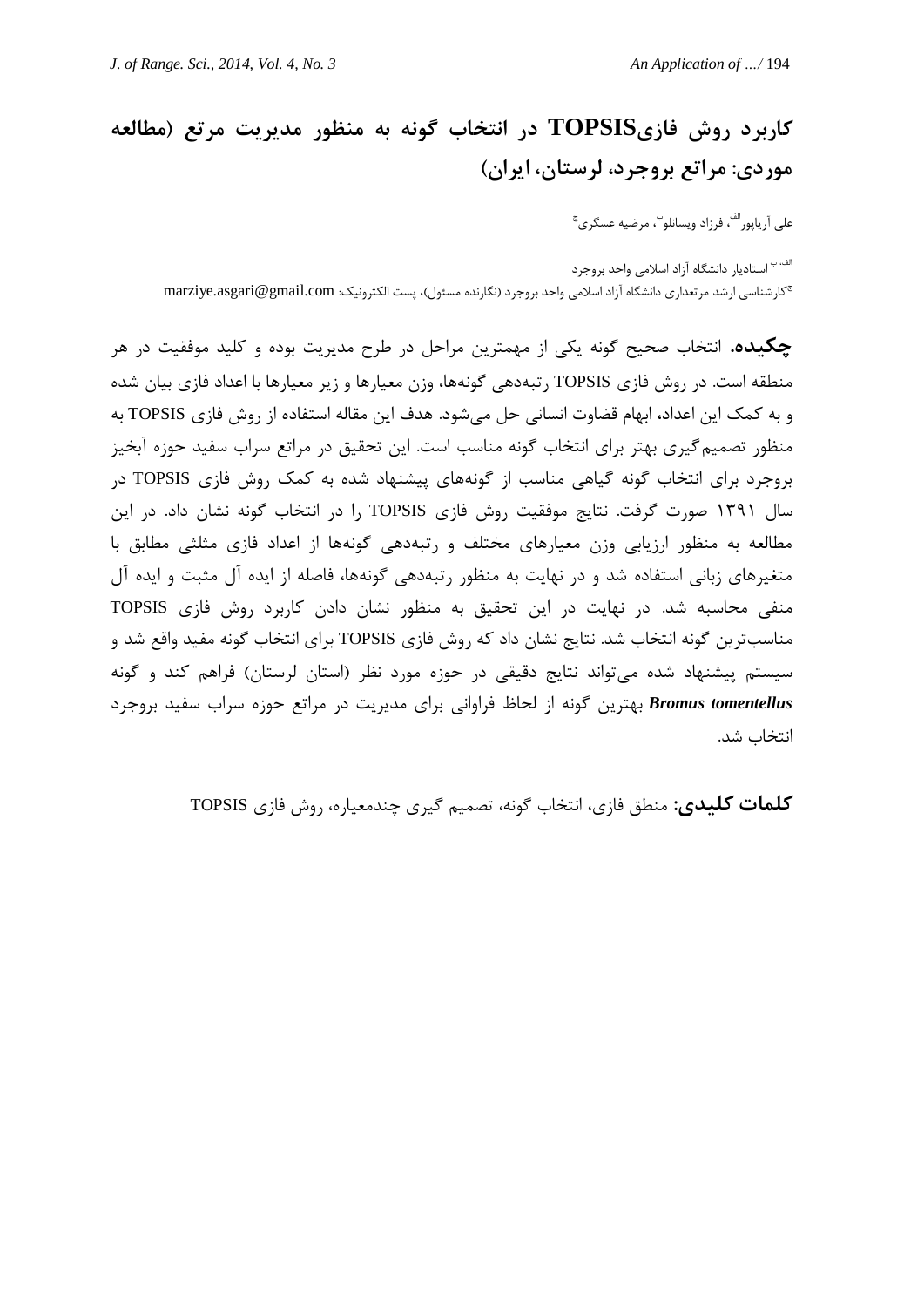# کاربرد روش فازیTOPSIS در انتخاب گونه به منظور مدیریت مرتع (مطالعه موردی: مراتع بروجرد، لرستان، ایران)

علی آریاپور[الف]، فرزاد ویسانلو[ب]، مرضیه عسگری[ج]

[الف، ب] استادیار دانشگاه آزاد اسلامی واحد بروجرد

[ج] کارشناسی ارشد مرتعداری دانشگاه آزاد اسلامی واحد بروجرد (نگارنده مسئول)، پست الکترونیک: marziye.asgari@gmail.com

**چکیده.** انتخاب صحیح گونه یکی از مهمترین مراحل در طرح مدیریت بوده و کلید موفقیت در هر منطقه است. در روش فازی TOPSIS رتبه‌دهی گونه‌ها، وزن معیارها و زیر معیارها با اعداد فازی بیان شده و به کمک این اعداد، ابهام قضاوت انسانی حل می‌شود. هدف این مقاله استفاده از روش فازی TOPSIS به منظور تصمیم‌گیری بهتر برای انتخاب گونه مناسب است. این تحقیق در مراتع سراب سفید حوزه آبخیز بروجرد برای انتخاب گونه گیاهی مناسب از گونه‌های پیشنهاد شده به کمک روش فازی TOPSIS در سال ۱۳۹۱ صورت گرفت. نتایج موفقیت روش فازی TOPSIS را در انتخاب گونه نشان داد. در این مطالعه به منظور ارزیابی وزن معیارهای مختلف و رتبه‌دهی گونه‌ها از اعداد فازی مثلثی مطابق با متغیرهای زبانی استفاده شد و در نهایت به منظور رتبه‌دهی گونه‌ها، فاصله از ایده آل مثبت و ایده آل منفی محاسبه شد. در نهایت در این تحقیق به منظور نشان دادن کاربرد روش فازی TOPSIS مناسب‌ترین گونه انتخاب شد. نتایج نشان داد که روش فازی TOPSIS برای انتخاب گونه مفید واقع شد و سیستم پیشنهاد شده می‌تواند نتایج دقیقی در حوزه مورد نظر (استان لرستان) فراهم کند و گونه ***Bromus tomentellus*** بهترین گونه از لحاظ فراوانی برای مدیریت در مراتع حوزه سراب سفید بروجرد انتخاب شد.

**کلمات کلیدی:** منطق فازی، انتخاب گونه، تصمیم گیری چندمعیاره، روش فازی TOPSIS